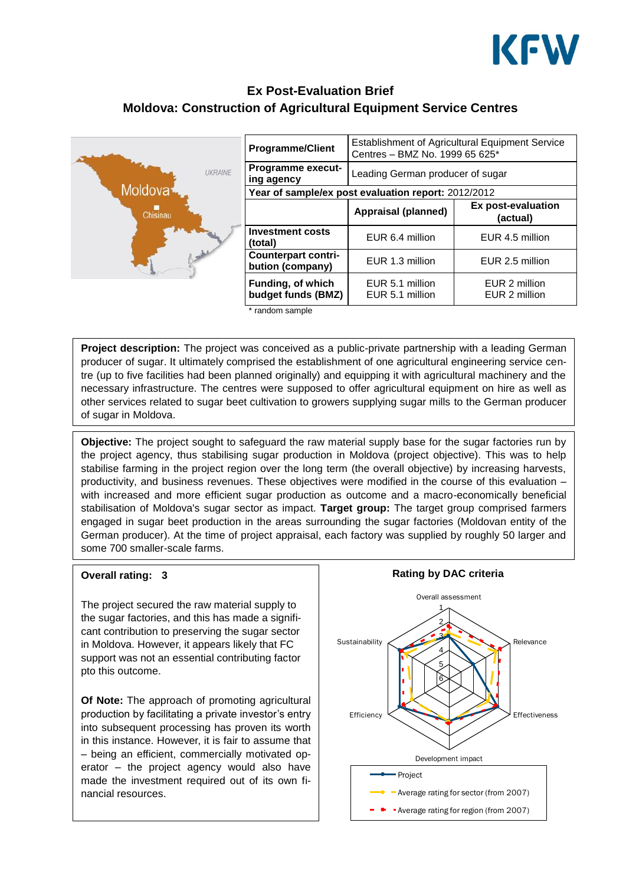## Ex Post-Evaluation Brief

## Moldova: Construction of Agricultural Equipment Service Centres

| Programme/Client | Establishment of Agricultural Equipment Service Centres – BMZ No. 1999 65 625* | |
|---|---|---|
| Programme executing agency | Leading German producer of sugar | |
| Year of sample/ex post evaluation report: 2012/2012 | | |
| | Appraisal (planned) | Ex post-evaluation (actual) |
| Investment costs (total) | EUR 6.4 million | EUR 4.5 million |
| Counterpart contribution (company) | EUR 1.3 million | EUR 2.5 million |
| Funding, of which budget funds (BMZ) | EUR 5.1 million<br>EUR 5.1 million | EUR 2 million<br>EUR 2 million |

* random sample

**Project description:** The project was conceived as a public-private partnership with a leading German producer of sugar. It ultimately comprised the establishment of one agricultural engineering service centre (up to five facilities had been planned originally) and equipping it with agricultural machinery and the necessary infrastructure. The centres were supposed to offer agricultural equipment on hire as well as other services related to sugar beet cultivation to growers supplying sugar mills to the German producer of sugar in Moldova.

**Objective:** The project sought to safeguard the raw material supply base for the sugar factories run by the project agency, thus stabilising sugar production in Moldova (project objective). This was to help stabilise farming in the project region over the long term (the overall objective) by increasing harvests, productivity, and business revenues. These objectives were modified in the course of this evaluation – with increased and more efficient sugar production as outcome and a macro-economically beneficial stabilisation of Moldova's sugar sector as impact. **Target group:** The target group comprised farmers engaged in sugar beet production in the areas surrounding the sugar factories (Moldovan entity of the German producer). At the time of project appraisal, each factory was supplied by roughly 50 larger and some 700 smaller-scale farms.

**Overall rating: 3**

The project secured the raw material supply to the sugar factories, and this has made a significant contribution to preserving the sugar sector in Moldova. However, it appears likely that FC support was not an essential contributing factor pto this outcome.

**Of Note:** The approach of promoting agricultural production by facilitating a private investor's entry into subsequent processing has proven its worth in this instance. However, it is fair to assume that – being an efficient, commercially motivated operator – the project agency would also have made the investment required out of its own financial resources.

**Rating by DAC criteria**

Overall assessment, Relevance, Effectiveness, Development impact, Efficiency, Sustainability

Legend: Project; Average rating for sector (from 2007); Average rating for region (from 2007)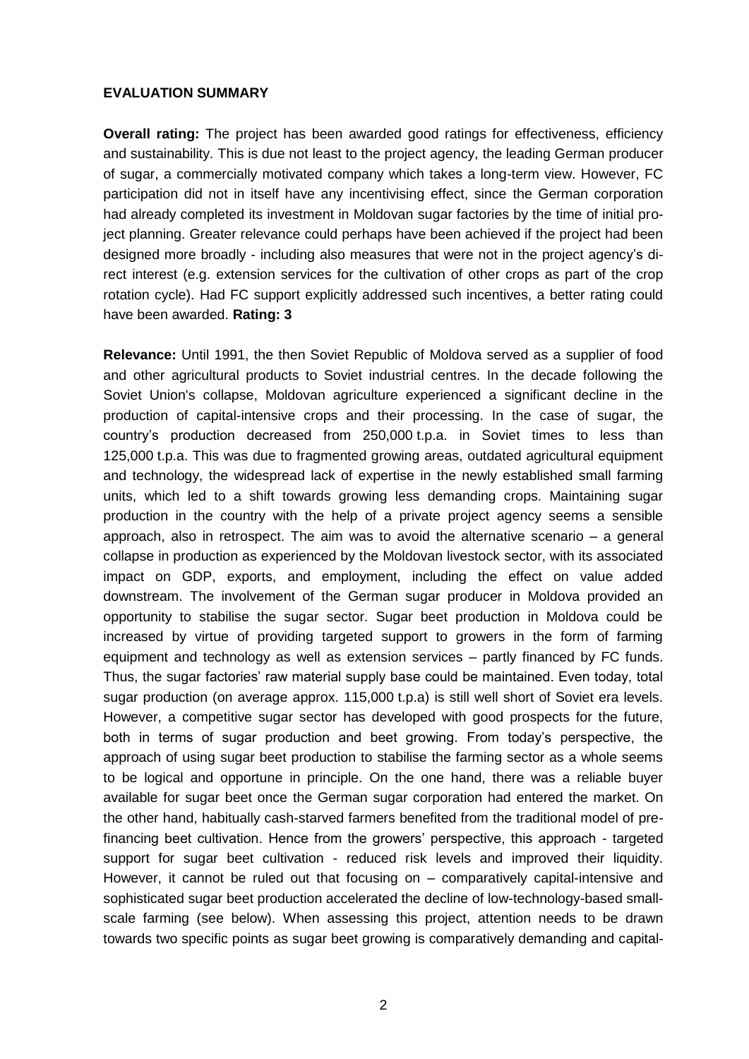**EVALUATION SUMMARY**

**Overall rating:** The project has been awarded good ratings for effectiveness, efficiency and sustainability. This is due not least to the project agency, the leading German producer of sugar, a commercially motivated company which takes a long-term view. However, FC participation did not in itself have any incentivising effect, since the German corporation had already completed its investment in Moldovan sugar factories by the time of initial project planning. Greater relevance could perhaps have been achieved if the project had been designed more broadly - including also measures that were not in the project agency's direct interest (e.g. extension services for the cultivation of other crops as part of the crop rotation cycle). Had FC support explicitly addressed such incentives, a better rating could have been awarded. **Rating: 3**

**Relevance:** Until 1991, the then Soviet Republic of Moldova served as a supplier of food and other agricultural products to Soviet industrial centres. In the decade following the Soviet Union's collapse, Moldovan agriculture experienced a significant decline in the production of capital-intensive crops and their processing. In the case of sugar, the country's production decreased from 250,000 t.p.a. in Soviet times to less than 125,000 t.p.a. This was due to fragmented growing areas, outdated agricultural equipment and technology, the widespread lack of expertise in the newly established small farming units, which led to a shift towards growing less demanding crops. Maintaining sugar production in the country with the help of a private project agency seems a sensible approach, also in retrospect. The aim was to avoid the alternative scenario – a general collapse in production as experienced by the Moldovan livestock sector, with its associated impact on GDP, exports, and employment, including the effect on value added downstream. The involvement of the German sugar producer in Moldova provided an opportunity to stabilise the sugar sector. Sugar beet production in Moldova could be increased by virtue of providing targeted support to growers in the form of farming equipment and technology as well as extension services – partly financed by FC funds. Thus, the sugar factories' raw material supply base could be maintained. Even today, total sugar production (on average approx. 115,000 t.p.a) is still well short of Soviet era levels. However, a competitive sugar sector has developed with good prospects for the future, both in terms of sugar production and beet growing. From today's perspective, the approach of using sugar beet production to stabilise the farming sector as a whole seems to be logical and opportune in principle. On the one hand, there was a reliable buyer available for sugar beet once the German sugar corporation had entered the market. On the other hand, habitually cash-starved farmers benefited from the traditional model of pre-financing beet cultivation. Hence from the growers' perspective, this approach - targeted support for sugar beet cultivation - reduced risk levels and improved their liquidity. However, it cannot be ruled out that focusing on – comparatively capital-intensive and sophisticated sugar beet production accelerated the decline of low-technology-based small-scale farming (see below). When assessing this project, attention needs to be drawn towards two specific points as sugar beet growing is comparatively demanding and capital-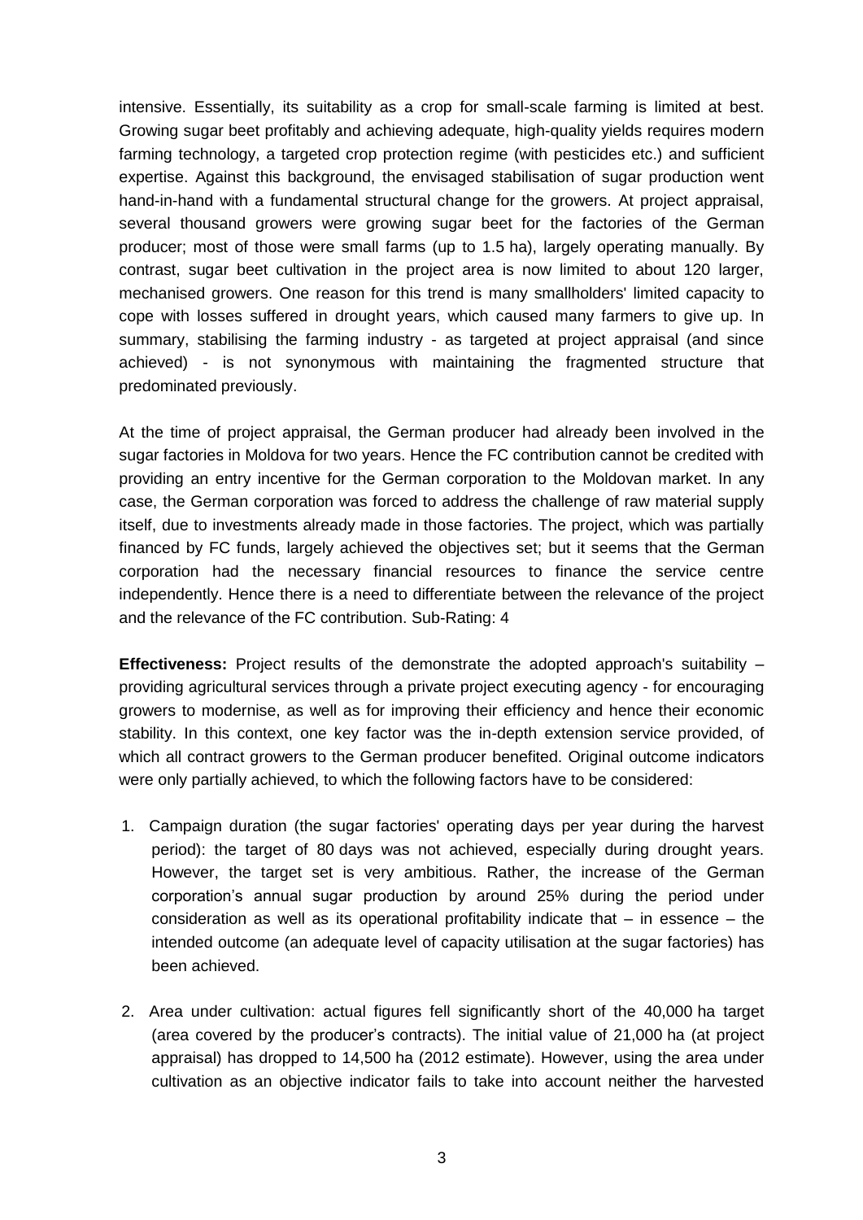intensive. Essentially, its suitability as a crop for small-scale farming is limited at best. Growing sugar beet profitably and achieving adequate, high-quality yields requires modern farming technology, a targeted crop protection regime (with pesticides etc.) and sufficient expertise. Against this background, the envisaged stabilisation of sugar production went hand-in-hand with a fundamental structural change for the growers. At project appraisal, several thousand growers were growing sugar beet for the factories of the German producer; most of those were small farms (up to 1.5 ha), largely operating manually. By contrast, sugar beet cultivation in the project area is now limited to about 120 larger, mechanised growers. One reason for this trend is many smallholders' limited capacity to cope with losses suffered in drought years, which caused many farmers to give up. In summary, stabilising the farming industry - as targeted at project appraisal (and since achieved) - is not synonymous with maintaining the fragmented structure that predominated previously.

At the time of project appraisal, the German producer had already been involved in the sugar factories in Moldova for two years. Hence the FC contribution cannot be credited with providing an entry incentive for the German corporation to the Moldovan market. In any case, the German corporation was forced to address the challenge of raw material supply itself, due to investments already made in those factories. The project, which was partially financed by FC funds, largely achieved the objectives set; but it seems that the German corporation had the necessary financial resources to finance the service centre independently. Hence there is a need to differentiate between the relevance of the project and the relevance of the FC contribution. Sub-Rating: 4

**Effectiveness:** Project results of the demonstrate the adopted approach's suitability – providing agricultural services through a private project executing agency - for encouraging growers to modernise, as well as for improving their efficiency and hence their economic stability. In this context, one key factor was the in-depth extension service provided, of which all contract growers to the German producer benefited. Original outcome indicators were only partially achieved, to which the following factors have to be considered:

1. Campaign duration (the sugar factories' operating days per year during the harvest period): the target of 80 days was not achieved, especially during drought years. However, the target set is very ambitious. Rather, the increase of the German corporation's annual sugar production by around 25% during the period under consideration as well as its operational profitability indicate that – in essence – the intended outcome (an adequate level of capacity utilisation at the sugar factories) has been achieved.

2. Area under cultivation: actual figures fell significantly short of the 40,000 ha target (area covered by the producer's contracts). The initial value of 21,000 ha (at project appraisal) has dropped to 14,500 ha (2012 estimate). However, using the area under cultivation as an objective indicator fails to take into account neither the harvested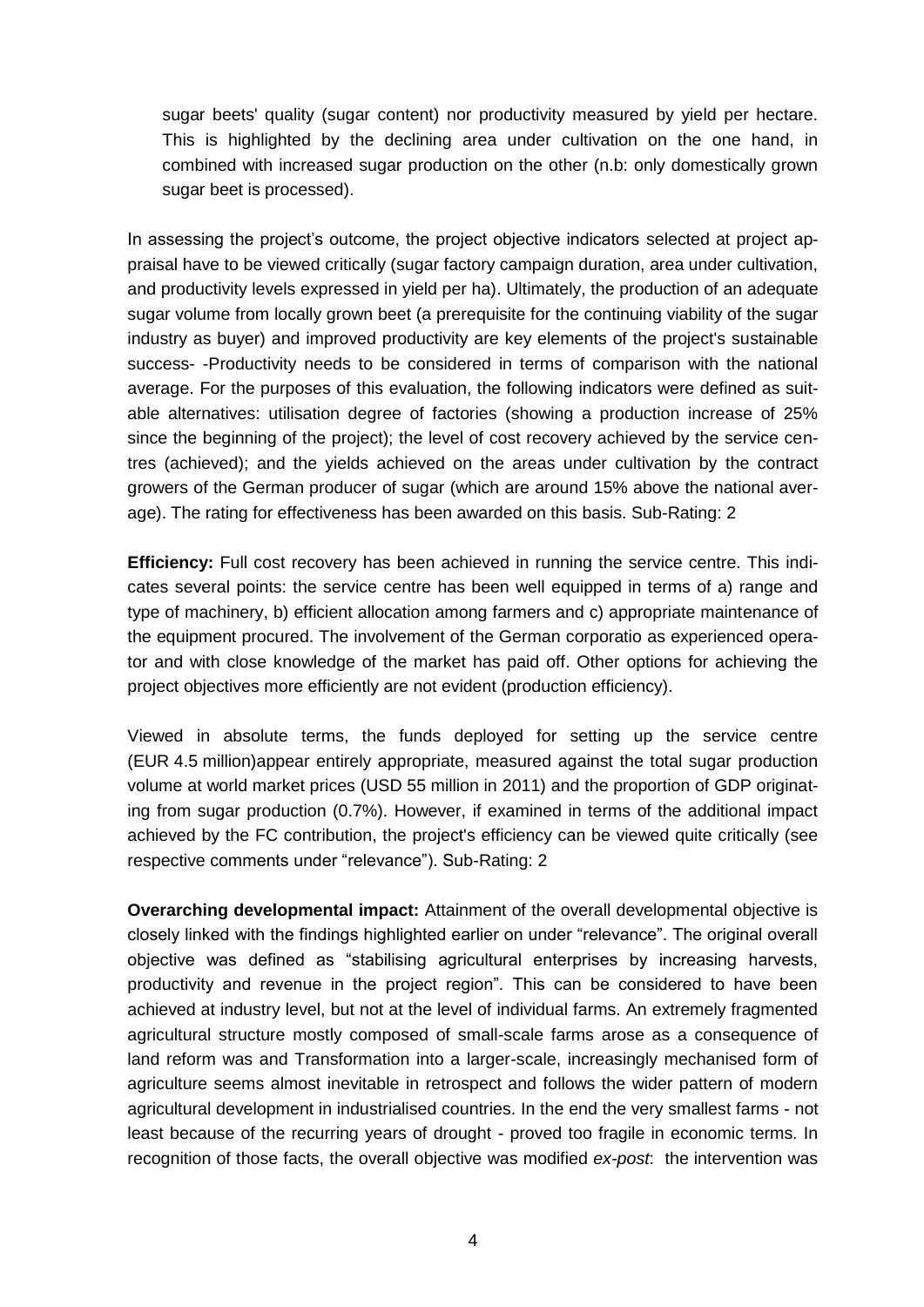sugar beets' quality (sugar content) nor productivity measured by yield per hectare. This is highlighted by the declining area under cultivation on the one hand, in combined with increased sugar production on the other (n.b: only domestically grown sugar beet is processed).

In assessing the project's outcome, the project objective indicators selected at project appraisal have to be viewed critically (sugar factory campaign duration, area under cultivation, and productivity levels expressed in yield per ha). Ultimately, the production of an adequate sugar volume from locally grown beet (a prerequisite for the continuing viability of the sugar industry as buyer) and improved productivity are key elements of the project's sustainable success- -Productivity needs to be considered in terms of comparison with the national average. For the purposes of this evaluation, the following indicators were defined as suitable alternatives: utilisation degree of factories (showing a production increase of 25% since the beginning of the project); the level of cost recovery achieved by the service centres (achieved); and the yields achieved on the areas under cultivation by the contract growers of the German producer of sugar (which are around 15% above the national average). The rating for effectiveness has been awarded on this basis. Sub-Rating: 2

**Efficiency:** Full cost recovery has been achieved in running the service centre. This indicates several points: the service centre has been well equipped in terms of a) range and type of machinery, b) efficient allocation among farmers and c) appropriate maintenance of the equipment procured. The involvement of the German corporatio as experienced operator and with close knowledge of the market has paid off. Other options for achieving the project objectives more efficiently are not evident (production efficiency).

Viewed in absolute terms, the funds deployed for setting up the service centre (EUR 4.5 million)appear entirely appropriate, measured against the total sugar production volume at world market prices (USD 55 million in 2011) and the proportion of GDP originating from sugar production (0.7%). However, if examined in terms of the additional impact achieved by the FC contribution, the project's efficiency can be viewed quite critically (see respective comments under "relevance"). Sub-Rating: 2

**Overarching developmental impact:** Attainment of the overall developmental objective is closely linked with the findings highlighted earlier on under "relevance". The original overall objective was defined as "stabilising agricultural enterprises by increasing harvests, productivity and revenue in the project region". This can be considered to have been achieved at industry level, but not at the level of individual farms. An extremely fragmented agricultural structure mostly composed of small-scale farms arose as a consequence of land reform was and Transformation into a larger-scale, increasingly mechanised form of agriculture seems almost inevitable in retrospect and follows the wider pattern of modern agricultural development in industrialised countries. In the end the very smallest farms - not least because of the recurring years of drought - proved too fragile in economic terms. In recognition of those facts, the overall objective was modified *ex-post*: the intervention was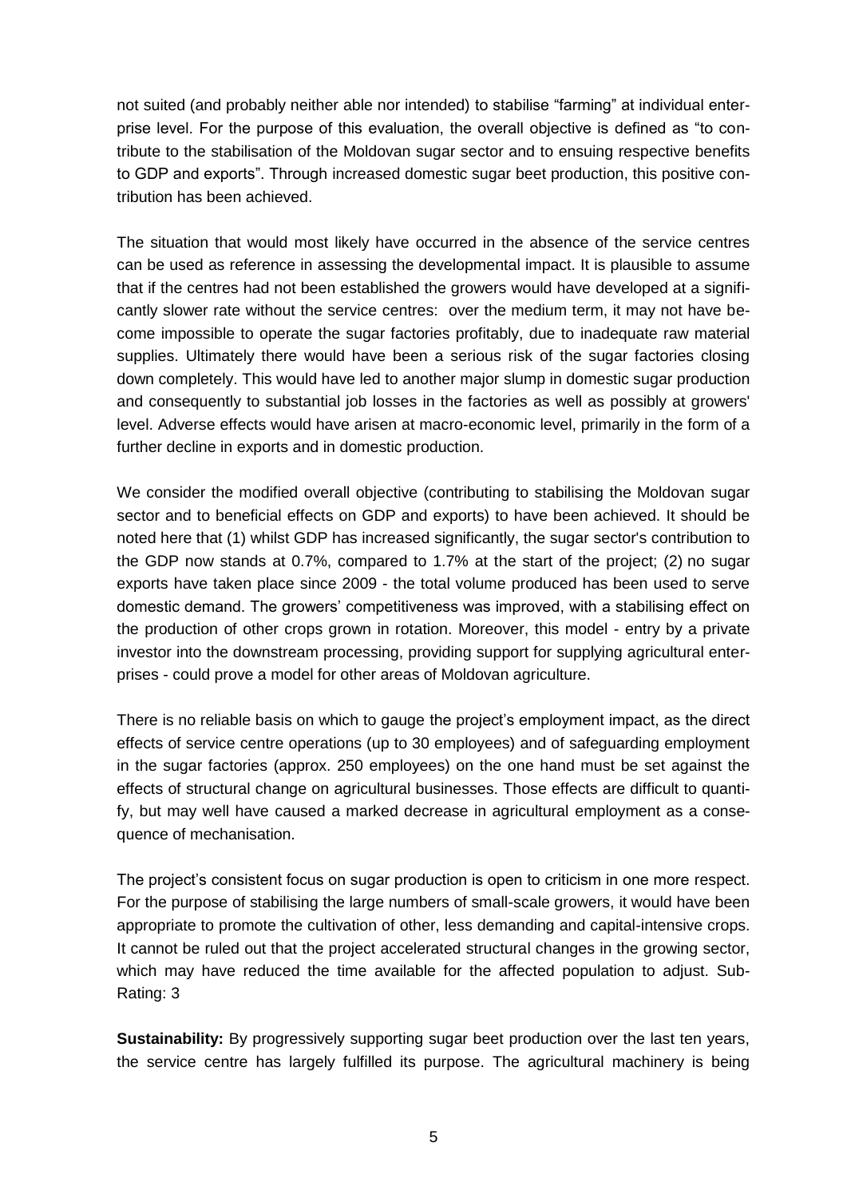not suited (and probably neither able nor intended) to stabilise "farming" at individual enterprise level. For the purpose of this evaluation, the overall objective is defined as "to contribute to the stabilisation of the Moldovan sugar sector and to ensuing respective benefits to GDP and exports". Through increased domestic sugar beet production, this positive contribution has been achieved.

The situation that would most likely have occurred in the absence of the service centres can be used as reference in assessing the developmental impact. It is plausible to assume that if the centres had not been established the growers would have developed at a significantly slower rate without the service centres: over the medium term, it may not have become impossible to operate the sugar factories profitably, due to inadequate raw material supplies. Ultimately there would have been a serious risk of the sugar factories closing down completely. This would have led to another major slump in domestic sugar production and consequently to substantial job losses in the factories as well as possibly at growers' level. Adverse effects would have arisen at macro-economic level, primarily in the form of a further decline in exports and in domestic production.

We consider the modified overall objective (contributing to stabilising the Moldovan sugar sector and to beneficial effects on GDP and exports) to have been achieved. It should be noted here that (1) whilst GDP has increased significantly, the sugar sector's contribution to the GDP now stands at 0.7%, compared to 1.7% at the start of the project; (2) no sugar exports have taken place since 2009 - the total volume produced has been used to serve domestic demand. The growers' competitiveness was improved, with a stabilising effect on the production of other crops grown in rotation. Moreover, this model - entry by a private investor into the downstream processing, providing support for supplying agricultural enterprises - could prove a model for other areas of Moldovan agriculture.

There is no reliable basis on which to gauge the project's employment impact, as the direct effects of service centre operations (up to 30 employees) and of safeguarding employment in the sugar factories (approx. 250 employees) on the one hand must be set against the effects of structural change on agricultural businesses. Those effects are difficult to quantify, but may well have caused a marked decrease in agricultural employment as a consequence of mechanisation.

The project's consistent focus on sugar production is open to criticism in one more respect. For the purpose of stabilising the large numbers of small-scale growers, it would have been appropriate to promote the cultivation of other, less demanding and capital-intensive crops. It cannot be ruled out that the project accelerated structural changes in the growing sector, which may have reduced the time available for the affected population to adjust. Sub-Rating: 3

**Sustainability:** By progressively supporting sugar beet production over the last ten years, the service centre has largely fulfilled its purpose. The agricultural machinery is being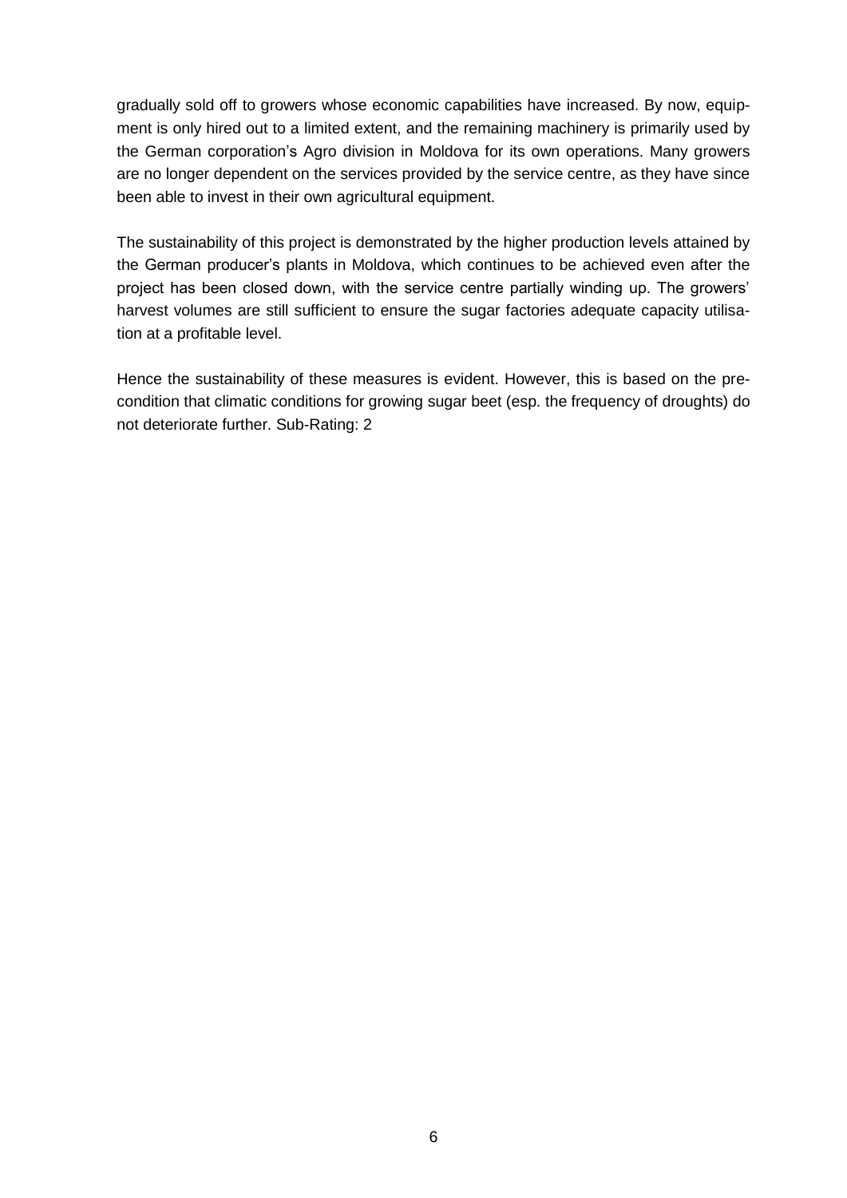gradually sold off to growers whose economic capabilities have increased. By now, equipment is only hired out to a limited extent, and the remaining machinery is primarily used by the German corporation's Agro division in Moldova for its own operations. Many growers are no longer dependent on the services provided by the service centre, as they have since been able to invest in their own agricultural equipment.

The sustainability of this project is demonstrated by the higher production levels attained by the German producer's plants in Moldova, which continues to be achieved even after the project has been closed down, with the service centre partially winding up. The growers' harvest volumes are still sufficient to ensure the sugar factories adequate capacity utilisation at a profitable level.

Hence the sustainability of these measures is evident. However, this is based on the precondition that climatic conditions for growing sugar beet (esp. the frequency of droughts) do not deteriorate further. Sub-Rating: 2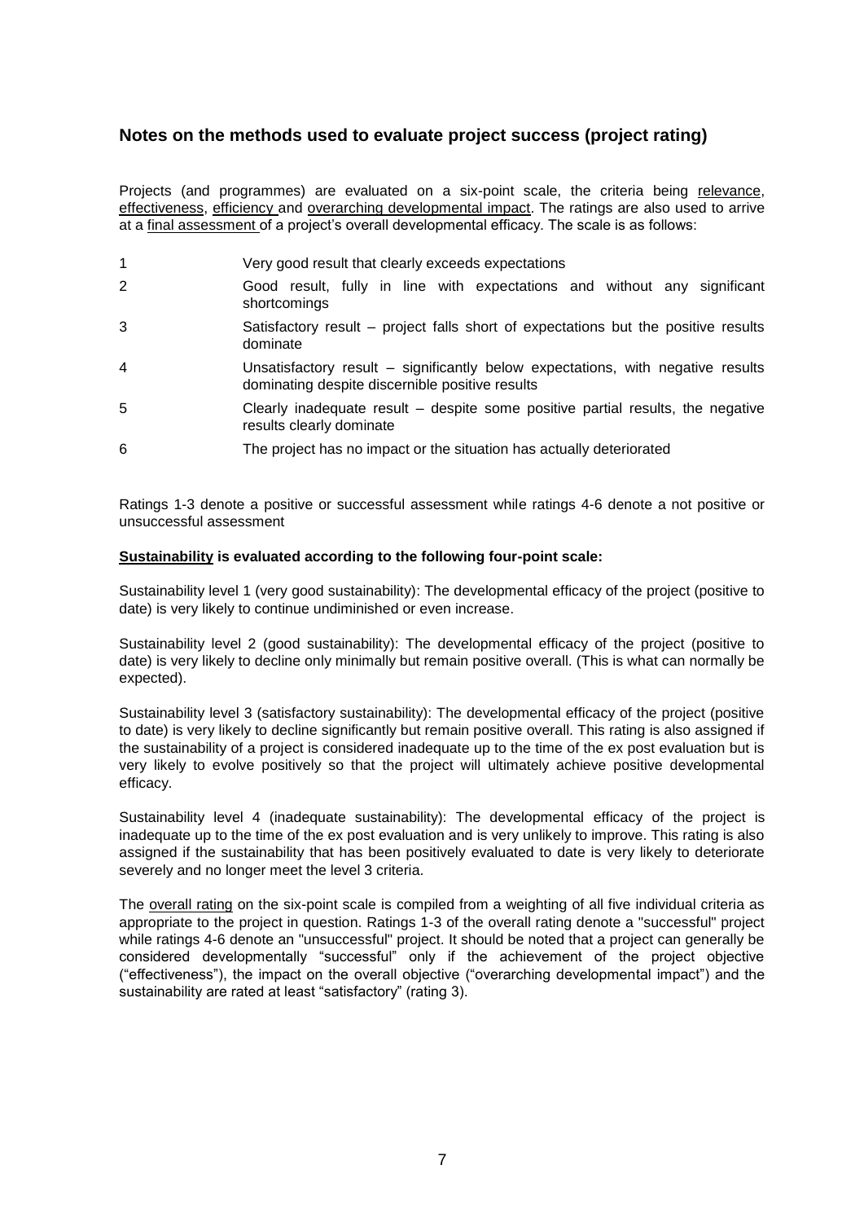## Notes on the methods used to evaluate project success (project rating)

Projects (and programmes) are evaluated on a six-point scale, the criteria being relevance, effectiveness, efficiency and overarching developmental impact. The ratings are also used to arrive at a final assessment of a project's overall developmental efficacy. The scale is as follows:

| | |
|---|---|
| 1 | Very good result that clearly exceeds expectations |
| 2 | Good result, fully in line with expectations and without any significant shortcomings |
| 3 | Satisfactory result – project falls short of expectations but the positive results dominate |
| 4 | Unsatisfactory result – significantly below expectations, with negative results dominating despite discernible positive results |
| 5 | Clearly inadequate result – despite some positive partial results, the negative results clearly dominate |
| 6 | The project has no impact or the situation has actually deteriorated |

Ratings 1-3 denote a positive or successful assessment while ratings 4-6 denote a not positive or unsuccessful assessment

**Sustainability is evaluated according to the following four-point scale:**

Sustainability level 1 (very good sustainability): The developmental efficacy of the project (positive to date) is very likely to continue undiminished or even increase.

Sustainability level 2 (good sustainability): The developmental efficacy of the project (positive to date) is very likely to decline only minimally but remain positive overall. (This is what can normally be expected).

Sustainability level 3 (satisfactory sustainability): The developmental efficacy of the project (positive to date) is very likely to decline significantly but remain positive overall. This rating is also assigned if the sustainability of a project is considered inadequate up to the time of the ex post evaluation but is very likely to evolve positively so that the project will ultimately achieve positive developmental efficacy.

Sustainability level 4 (inadequate sustainability): The developmental efficacy of the project is inadequate up to the time of the ex post evaluation and is very unlikely to improve. This rating is also assigned if the sustainability that has been positively evaluated to date is very likely to deteriorate severely and no longer meet the level 3 criteria.

The overall rating on the six-point scale is compiled from a weighting of all five individual criteria as appropriate to the project in question. Ratings 1-3 of the overall rating denote a "successful" project while ratings 4-6 denote an "unsuccessful" project. It should be noted that a project can generally be considered developmentally "successful" only if the achievement of the project objective ("effectiveness"), the impact on the overall objective ("overarching developmental impact") and the sustainability are rated at least "satisfactory" (rating 3).